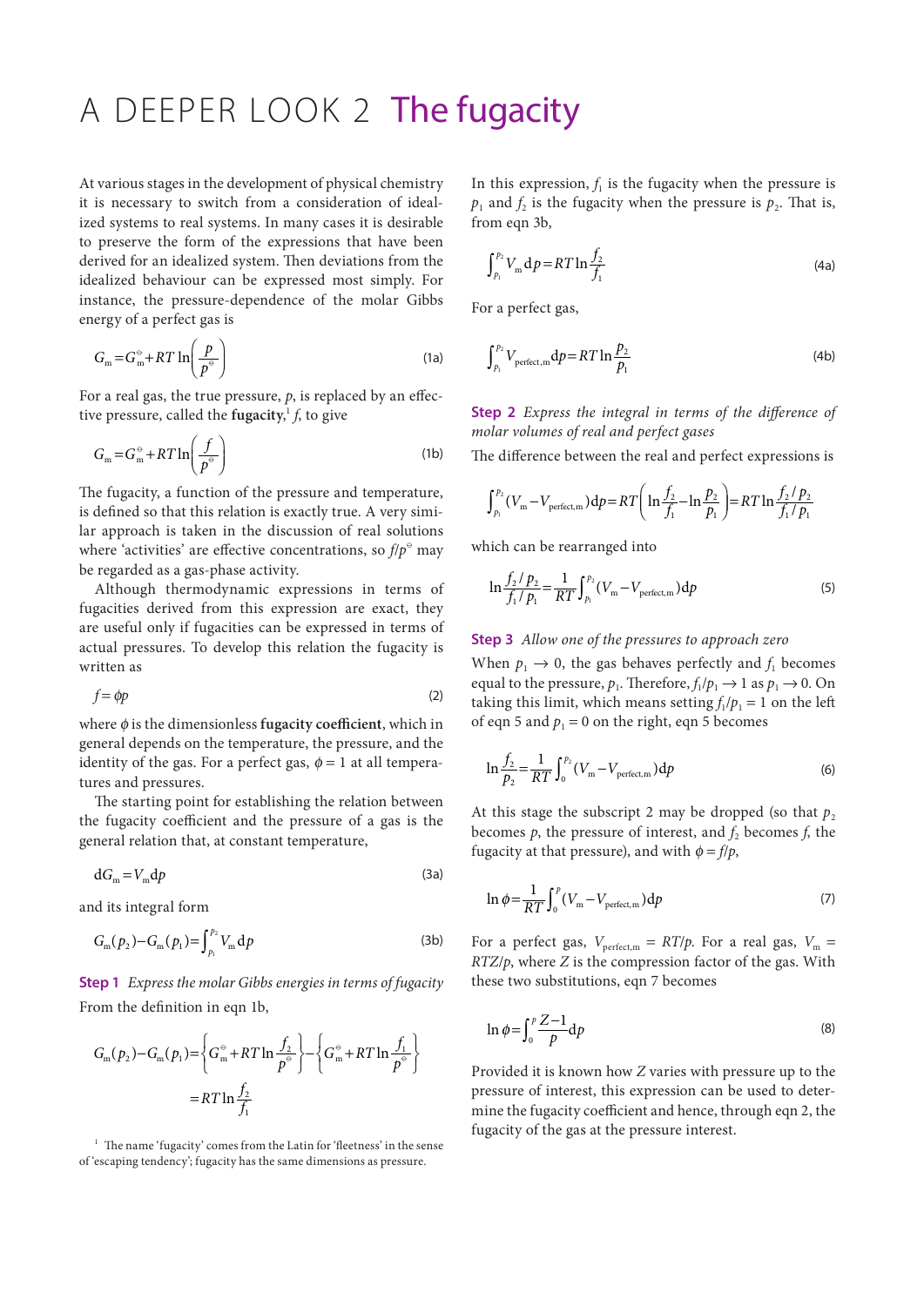# A DEEPER LOOK 2 The fugacity

At various stages in the development of physical chemistry it is necessary to switch from a consideration of idealized systems to real systems. In many cases it is desirable to preserve the form of the expressions that have been derived for an idealized system. Then deviations from the idealized behaviour can be expressed most simply. For instance, the pressure-dependence of the molar Gibbs energy of a perfect gas is

$$G_m = G_m^{\ominus} + RT\ln\left(\frac{p}{p^{\ominus}}\right) \tag{1a}$$

For a real gas, the true pressure, $p$, is replaced by an effective pressure, called the **fugacity**,[1] $f$, to give

$$G_m = G_m^{\ominus} + RT\ln\left(\frac{f}{p^{\ominus}}\right) \tag{1b}$$

The fugacity, a function of the pressure and temperature, is defined so that this relation is exactly true. A very similar approach is taken in the discussion of real solutions where 'activities' are effective concentrations, so $f/p^{\ominus}$ may be regarded as a gas-phase activity.

Although thermodynamic expressions in terms of fugacities derived from this expression are exact, they are useful only if fugacities can be expressed in terms of actual pressures. To develop this relation the fugacity is written as

$$f = \phi p \tag{2}$$

where $\phi$ is the dimensionless **fugacity coefficient**, which in general depends on the temperature, the pressure, and the identity of the gas. For a perfect gas, $\phi = 1$ at all temperatures and pressures.

The starting point for establishing the relation between the fugacity coefficient and the pressure of a gas is the general relation that, at constant temperature,

$$dG_m = V_m dp \tag{3a}$$

and its integral form

$$G_m(p_2) - G_m(p_1) = \int_{p_1}^{p_2} V_m\, dp \tag{3b}$$

**Step 1** *Express the molar Gibbs energies in terms of fugacity*

From the definition in eqn 1b,

$$\begin{aligned} G_m(p_2) - G_m(p_1) &= \left\{G_m^{\ominus} + RT\ln\frac{f_2}{p^{\ominus}}\right\} - \left\{G_m^{\ominus} + RT\ln\frac{f_1}{p^{\ominus}}\right\} \\ &= RT\ln\frac{f_2}{f_1} \end{aligned}$$

In this expression, $f_1$ is the fugacity when the pressure is $p_1$ and $f_2$ is the fugacity when the pressure is $p_2$. That is, from eqn 3b,

$$\int_{p_1}^{p_2} V_m\, dp = RT\ln\frac{f_2}{f_1} \tag{4a}$$

For a perfect gas,

$$\int_{p_1}^{p_2} V_{\text{perfect,m}}\, dp = RT\ln\frac{p_2}{p_1} \tag{4b}$$

**Step 2** *Express the integral in terms of the difference of molar volumes of real and perfect gases*

The difference between the real and perfect expressions is

$$\int_{p_1}^{p_2} (V_m - V_{\text{perfect,m}})\, dp = RT\left(\ln\frac{f_2}{f_1} - \ln\frac{p_2}{p_1}\right) = RT\ln\frac{f_2/p_2}{f_1/p_1}$$

which can be rearranged into

$$\ln\frac{f_2/p_2}{f_1/p_1} = \frac{1}{RT}\int_{p_1}^{p_2} (V_m - V_{\text{perfect,m}})\, dp \tag{5}$$

**Step 3** *Allow one of the pressures to approach zero*

When $p_1 \to 0$, the gas behaves perfectly and $f_1$ becomes equal to the pressure, $p_1$. Therefore, $f_1/p_1 \to 1$ as $p_1 \to 0$. On taking this limit, which means setting $f_1/p_1 = 1$ on the left of eqn 5 and $p_1 = 0$ on the right, eqn 5 becomes

$$\ln\frac{f_2}{p_2} = \frac{1}{RT}\int_0^{p_2} (V_m - V_{\text{perfect,m}})\, dp \tag{6}$$

At this stage the subscript 2 may be dropped (so that $p_2$ becomes $p$, the pressure of interest, and $f_2$ becomes $f$, the fugacity at that pressure), and with $\phi = f/p$,

$$\ln\phi = \frac{1}{RT}\int_0^{p} (V_m - V_{\text{perfect,m}})\, dp \tag{7}$$

For a perfect gas, $V_{\text{perfect,m}} = RT/p$. For a real gas, $V_m = RTZ/p$, where $Z$ is the compression factor of the gas. With these two substitutions, eqn 7 becomes

$$\ln\phi = \int_0^{p} \frac{Z-1}{p}\, dp \tag{8}$$

Provided it is known how $Z$ varies with pressure up to the pressure of interest, this expression can be used to determine the fugacity coefficient and hence, through eqn 2, the fugacity of the gas at the pressure interest.

[1] The name 'fugacity' comes from the Latin for 'fleetness' in the sense of 'escaping tendency'; fugacity has the same dimensions as pressure.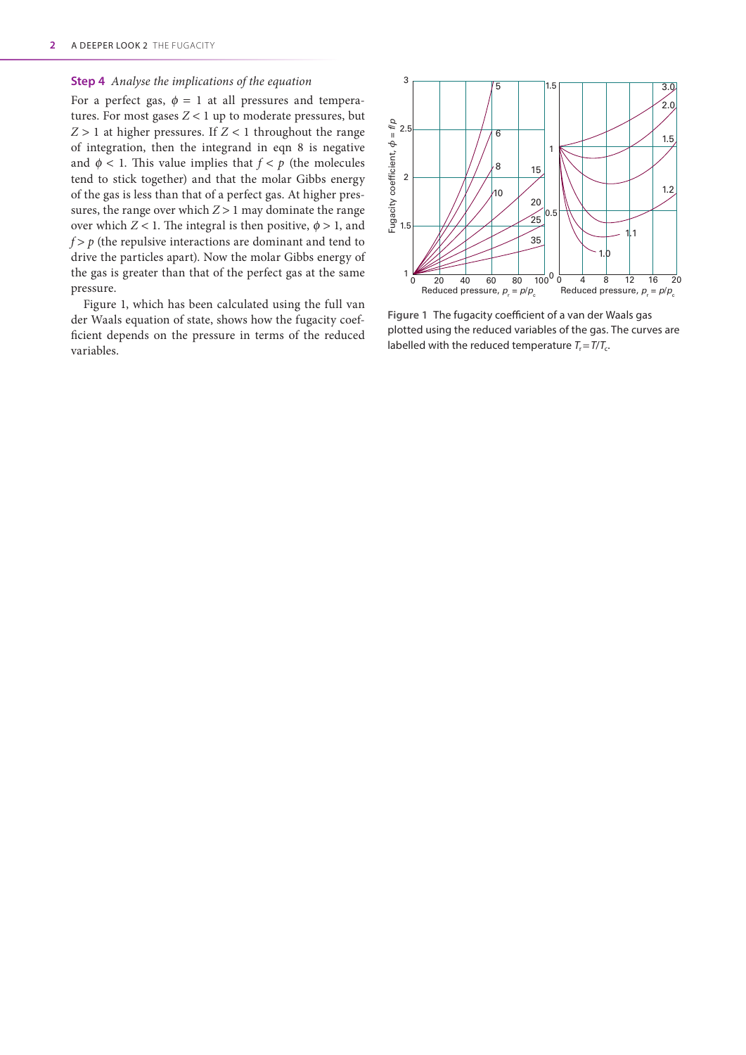**Step 4** *Analyse the implications of the equation*

For a perfect gas, $\phi = 1$ at all pressures and temperatures. For most gases $Z < 1$ up to moderate pressures, but $Z > 1$ at higher pressures. If $Z < 1$ throughout the range of integration, then the integrand in eqn 8 is negative and $\phi < 1$. This value implies that $f < p$ (the molecules tend to stick together) and that the molar Gibbs energy of the gas is less than that of a perfect gas. At higher pressures, the range over which $Z > 1$ may dominate the range over which $Z < 1$. The integral is then positive, $\phi > 1$, and $f > p$ (the repulsive interactions are dominant and tend to drive the particles apart). Now the molar Gibbs energy of the gas is greater than that of the perfect gas at the same pressure.

Figure 1, which has been calculated using the full van der Waals equation of state, shows how the fugacity coefficient depends on the pressure in terms of the reduced variables.

Fugacity coefficient, $\phi = f/p$

3
2.5
2
1.5
1

0 20 40 60 80 100

Reduced pressure, $p_r = p/p_c$

5
6
8
10
15
20
25
35

1.5
1
0.5
0

0 4 8 12 16 20

Reduced pressure, $p_r = p/p_c$

3.0
2.0
1.5
1.2
1.1
1.0

**Figure 1** The fugacity coefficient of a van der Waals gas plotted using the reduced variables of the gas. The curves are labelled with the reduced temperature $T_r = T/T_c$.